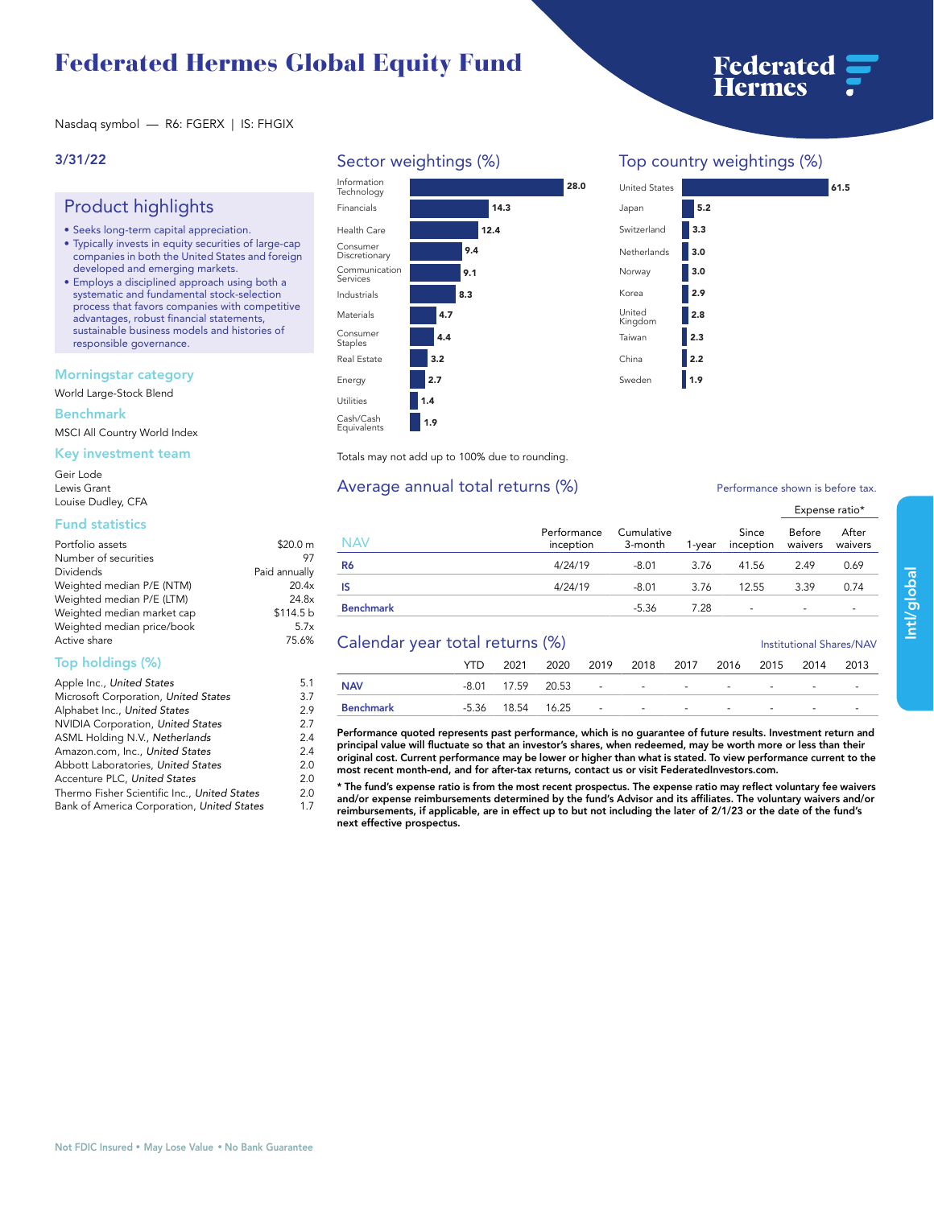# Federated Hermes Global Equity Fund

Nasdaq symbol — R6: FGERX | IS: FHGIX

**3/31/22**

## Product highlights

- Seeks long-term capital appreciation.
- Typically invests in equity securities of large-cap companies in both the United States and foreign developed and emerging markets.
- Employs a disciplined approach using both a systematic and fundamental stock-selection process that favors companies with competitive advantages, robust financial statements, sustainable business models and histories of responsible governance.

### Morningstar category

World Large-Stock Blend

### Benchmark

MSCI All Country World Index

### Key investment team

Geir Lode
Lewis Grant
Louise Dudley, CFA

### Fund statistics

| | |
|---|---|
| Portfolio assets | $20.0 m |
| Number of securities | 97 |
| Dividends | Paid annually |
| Weighted median P/E (NTM) | 20.4x |
| Weighted median P/E (LTM) | 24.8x |
| Weighted median market cap | $114.5 b |
| Weighted median price/book | 5.7x |
| Active share | 75.6% |

### Top holdings (%)

| | |
|---|---|
| Apple Inc., *United States* | 5.1 |
| Microsoft Corporation, *United States* | 3.7 |
| Alphabet Inc., *United States* | 2.9 |
| NVIDIA Corporation, *United States* | 2.7 |
| ASML Holding N.V., *Netherlands* | 2.4 |
| Amazon.com, Inc., *United States* | 2.4 |
| Abbott Laboratories, *United States* | 2.0 |
| Accenture PLC, *United States* | 2.0 |
| Thermo Fisher Scientific Inc., *United States* | 2.0 |
| Bank of America Corporation, *United States* | 1.7 |

## Sector weightings (%)

| Sector | % |
|---|---|
| Information Technology | 28.0 |
| Financials | 14.3 |
| Health Care | 12.4 |
| Consumer Discretionary | 9.4 |
| Communication Services | 9.1 |
| Industrials | 8.3 |
| Materials | 4.7 |
| Consumer Staples | 4.4 |
| Real Estate | 3.2 |
| Energy | 2.7 |
| Utilities | 1.4 |
| Cash/Cash Equivalents | 1.9 |

Totals may not add up to 100% due to rounding.

## Top country weightings (%)

| Country | % |
|---|---|
| United States | 61.5 |
| Japan | 5.2 |
| Switzerland | 3.3 |
| Netherlands | 3.0 |
| Norway | 3.0 |
| Korea | 2.9 |
| United Kingdom | 2.8 |
| Taiwan | 2.3 |
| China | 2.2 |
| Sweden | 1.9 |

## Average annual total returns (%)

Performance shown is before tax.

| NAV | Performance inception | Cumulative 3-month | 1-year | Since inception | Expense ratio* Before waivers | Expense ratio* After waivers |
|---|---|---|---|---|---|---|
| **R6** | 4/24/19 | -8.01 | 3.76 | 41.56 | 2.49 | 0.69 |
| **IS** | 4/24/19 | -8.01 | 3.76 | 12.55 | 3.39 | 0.74 |
| **Benchmark** | | -5.36 | 7.28 | - | - | - |

## Calendar year total returns (%)

Institutional Shares/NAV

| | YTD | 2021 | 2020 | 2019 | 2018 | 2017 | 2016 | 2015 | 2014 | 2013 |
|---|---|---|---|---|---|---|---|---|---|---|
| **NAV** | -8.01 | 17.59 | 20.53 | - | - | - | - | - | - | - |
| **Benchmark** | -5.36 | 18.54 | 16.25 | - | - | - | - | - | - | - |

**Performance quoted represents past performance, which is no guarantee of future results. Investment return and principal value will fluctuate so that an investor's shares, when redeemed, may be worth more or less than their original cost. Current performance may be lower or higher than what is stated. To view performance current to the most recent month-end, and for after-tax returns, contact us or visit FederatedInvestors.com.**

**\* The fund's expense ratio is from the most recent prospectus. The expense ratio may reflect voluntary fee waivers and/or expense reimbursements determined by the fund's Advisor and its affiliates. The voluntary waivers and/or reimbursements, if applicable, are in effect up to but not including the later of 2/1/23 or the date of the fund's next effective prospectus.**

Not FDIC Insured • May Lose Value • No Bank Guarantee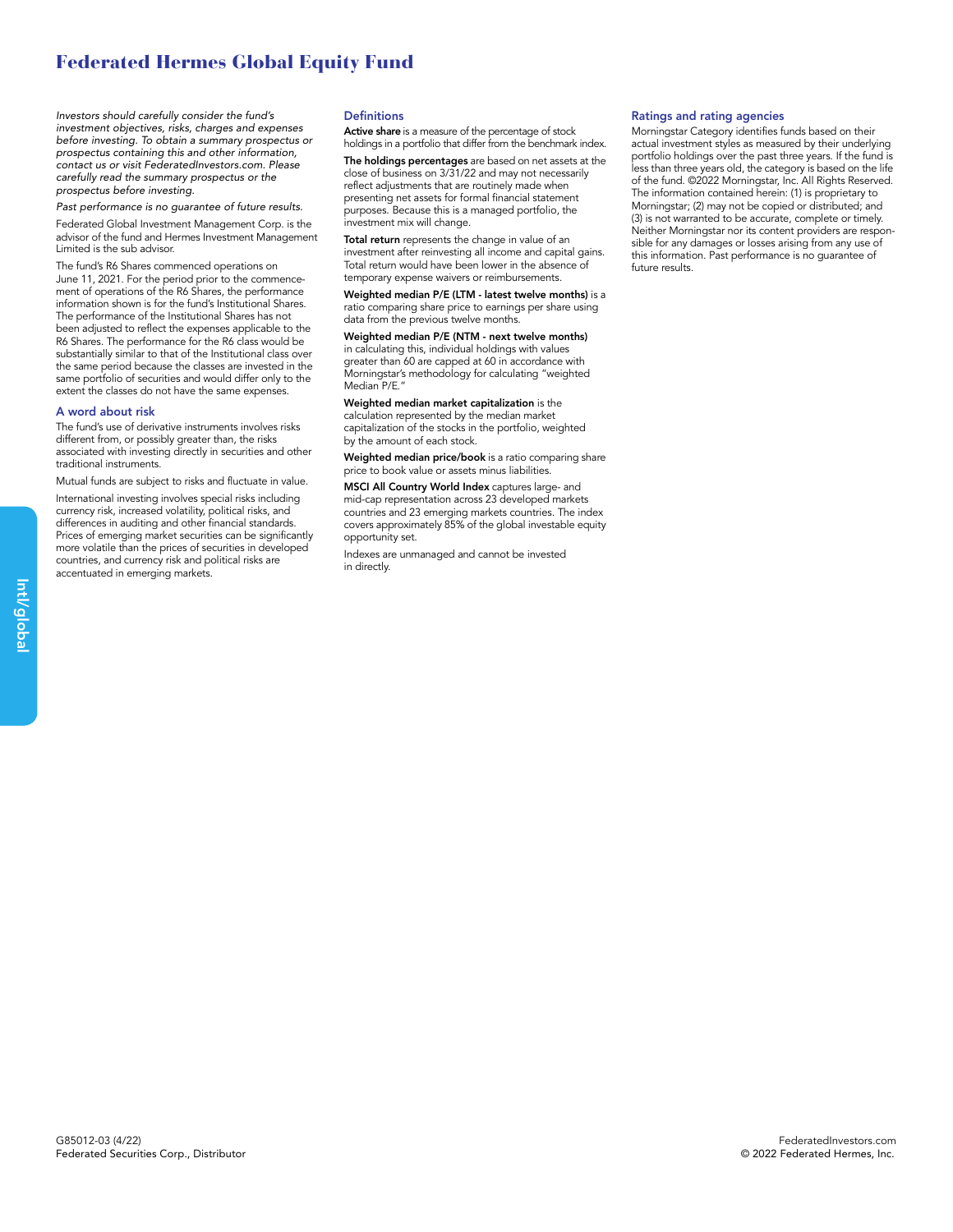# Federated Hermes Global Equity Fund

*Investors should carefully consider the fund's investment objectives, risks, charges and expenses before investing. To obtain a summary prospectus or prospectus containing this and other information, contact us or visit FederatedInvestors.com. Please carefully read the summary prospectus or the prospectus before investing.*

*Past performance is no guarantee of future results.*

Federated Global Investment Management Corp. is the advisor of the fund and Hermes Investment Management Limited is the sub advisor.

The fund's R6 Shares commenced operations on June 11, 2021. For the period prior to the commencement of operations of the R6 Shares, the performance information shown is for the fund's Institutional Shares. The performance of the Institutional Shares has not been adjusted to reflect the expenses applicable to the R6 Shares. The performance for the R6 class would be substantially similar to that of the Institutional class over the same period because the classes are invested in the same portfolio of securities and would differ only to the extent the classes do not have the same expenses.

## A word about risk

The fund's use of derivative instruments involves risks different from, or possibly greater than, the risks associated with investing directly in securities and other traditional instruments.

Mutual funds are subject to risks and fluctuate in value.

International investing involves special risks including currency risk, increased volatility, political risks, and differences in auditing and other financial standards. Prices of emerging market securities can be significantly more volatile than the prices of securities in developed countries, and currency risk and political risks are accentuated in emerging markets.

## Definitions

**Active share** is a measure of the percentage of stock holdings in a portfolio that differ from the benchmark index.

**The holdings percentages** are based on net assets at the close of business on 3/31/22 and may not necessarily reflect adjustments that are routinely made when presenting net assets for formal financial statement purposes. Because this is a managed portfolio, the investment mix will change.

**Total return** represents the change in value of an investment after reinvesting all income and capital gains. Total return would have been lower in the absence of temporary expense waivers or reimbursements.

**Weighted median P/E (LTM - latest twelve months)** is a ratio comparing share price to earnings per share using data from the previous twelve months.

**Weighted median P/E (NTM - next twelve months)** in calculating this, individual holdings with values greater than 60 are capped at 60 in accordance with Morningstar's methodology for calculating "weighted Median P/E."

**Weighted median market capitalization** is the calculation represented by the median market capitalization of the stocks in the portfolio, weighted by the amount of each stock.

**Weighted median price/book** is a ratio comparing share price to book value or assets minus liabilities.

**MSCI All Country World Index** captures large- and mid-cap representation across 23 developed markets countries and 23 emerging markets countries. The index covers approximately 85% of the global investable equity opportunity set.

Indexes are unmanaged and cannot be invested in directly.

## Ratings and rating agencies

Morningstar Category identifies funds based on their actual investment styles as measured by their underlying portfolio holdings over the past three years. If the fund is less than three years old, the category is based on the life of the fund. ©2022 Morningstar, Inc. All Rights Reserved. The information contained herein: (1) is proprietary to Morningstar; (2) may not be copied or distributed; and (3) is not warranted to be accurate, complete or timely. Neither Morningstar nor its content providers are responsible for any damages or losses arising from any use of this information. Past performance is no guarantee of future results.

Intl/global

G85012-03 (4/22)
Federated Securities Corp., Distributor

FederatedInvestors.com
© 2022 Federated Hermes, Inc.